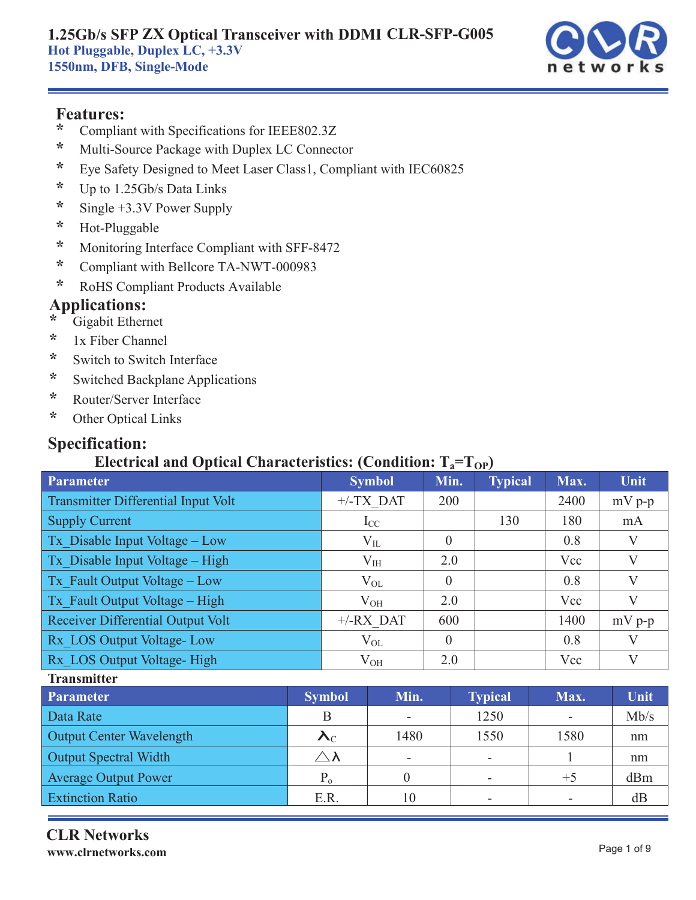# 1.25Gb/s SFP ZX Optical Transceiver with DDMI CLR-SFP-G005

**Hot Pluggable, Duplex LC, +3.3V**
**1550nm, DFB, Single-Mode**

## Features:

- Compliant with Specifications for IEEE802.3Z
- Multi-Source Package with Duplex LC Connector
- Eye Safety Designed to Meet Laser Class1, Compliant with IEC60825
- Up to 1.25Gb/s Data Links
- Single +3.3V Power Supply
- Hot-Pluggable
- Monitoring Interface Compliant with SFF-8472
- Compliant with Bellcore TA-NWT-000983
- RoHS Compliant Products Available

## Applications:

- Gigabit Ethernet
- 1x Fiber Channel
- Switch to Switch Interface
- Switched Backplane Applications
- Router/Server Interface
- Other Optical Links

## Specification:

### Electrical and Optical Characteristics: (Condition: $T_a$=$T_{OP}$)

| Parameter | Symbol | Min. | Typical | Max. | Unit |
|---|---|---|---|---|---|
| Transmitter Differential Input Volt | +/-TX_DAT | 200 | | 2400 | mV p-p |
| Supply Current | $I_{CC}$ | | 130 | 180 | mA |
| Tx_Disable Input Voltage – Low | $V_{IL}$ | 0 | | 0.8 | V |
| Tx_Disable Input Voltage – High | $V_{IH}$ | 2.0 | | Vcc | V |
| Tx_Fault Output Voltage – Low | $V_{OL}$ | 0 | | 0.8 | V |
| Tx_Fault Output Voltage – High | $V_{OH}$ | 2.0 | | Vcc | V |
| Receiver Differential Output Volt | +/-RX_DAT | 600 | | 1400 | mV p-p |
| Rx_LOS Output Voltage- Low | $V_{OL}$ | 0 | | 0.8 | V |
| Rx_LOS Output Voltage- High | $V_{OH}$ | 2.0 | | Vcc | V |

**Transmitter**

| Parameter | Symbol | Min. | Typical | Max. | Unit |
|---|---|---|---|---|---|
| Data Rate | B | - | 1250 | - | Mb/s |
| Output Center Wavelength | $\lambda_C$ | 1480 | 1550 | 1580 | nm |
| Output Spectral Width | $\triangle\lambda$ | - | - | 1 | nm |
| Average Output Power | $P_o$ | 0 | - | +5 | dBm |
| Extinction Ratio | E.R. | 10 | - | - | dB |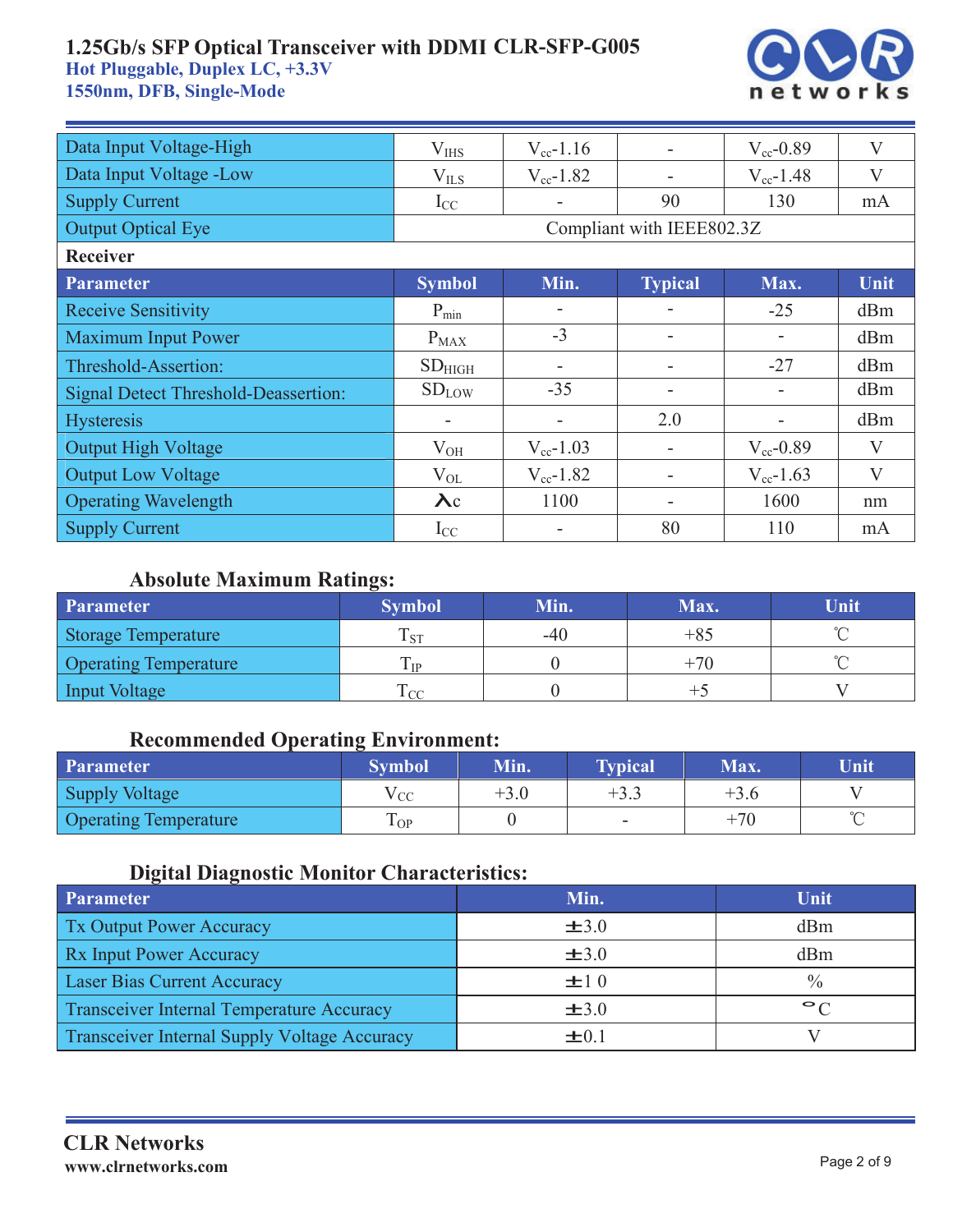| | | | | | |
|---|---|---|---|---|---|
| Data Input Voltage-High | $V_{IHS}$ | $V_{cc}$-1.16 | - | $V_{cc}$-0.89 | V |
| Data Input Voltage -Low | $V_{ILS}$ | $V_{cc}$-1.82 | - | $V_{cc}$-1.48 | V |
| Supply Current | $I_{CC}$ | - | 90 | 130 | mA |
| Output Optical Eye | Compliant with IEEE802.3Z | | | | |
| **Receiver** | | | | | |
| **Parameter** | **Symbol** | **Min.** | **Typical** | **Max.** | **Unit** |
| Receive Sensitivity | $P_{min}$ | - | - | -25 | dBm |
| Maximum Input Power | $P_{MAX}$ | -3 | - | - | dBm |
| Threshold-Assertion: | $SD_{HIGH}$ | - | - | -27 | dBm |
| Signal Detect Threshold-Deassertion: | $SD_{LOW}$ | -35 | - | - | dBm |
| Hysteresis | - | - | 2.0 | - | dBm |
| Output High Voltage | $V_{OH}$ | $V_{cc}$-1.03 | - | $V_{cc}$-0.89 | V |
| Output Low Voltage | $V_{OL}$ | $V_{cc}$-1.82 | - | $V_{cc}$-1.63 | V |
| Operating Wavelength | $\lambda c$ | 1100 | - | 1600 | nm |
| Supply Current | $I_{CC}$ | - | 80 | 110 | mA |

### Absolute Maximum Ratings:

| Parameter | Symbol | Min. | Max. | Unit |
|---|---|---|---|---|
| Storage Temperature | $T_{ST}$ | -40 | +85 | ℃ |
| Operating Temperature | $T_{IP}$ | 0 | +70 | ℃ |
| Input Voltage | $T_{CC}$ | 0 | +5 | V |

### Recommended Operating Environment:

| Parameter | Symbol | Min. | Typical | Max. | Unit |
|---|---|---|---|---|---|
| Supply Voltage | $V_{CC}$ | +3.0 | +3.3 | +3.6 | V |
| Operating Temperature | $T_{OP}$ | 0 | - | +70 | ℃ |

### Digital Diagnostic Monitor Characteristics:

| Parameter | Min. | Unit |
|---|---|---|
| Tx Output Power Accuracy | ±3.0 | dBm |
| Rx Input Power Accuracy | ±3.0 | dBm |
| Laser Bias Current Accuracy | ±1 0 | % |
| Transceiver Internal Temperature Accuracy | ±3.0 | °C |
| Transceiver Internal Supply Voltage Accuracy | ±0.1 | V |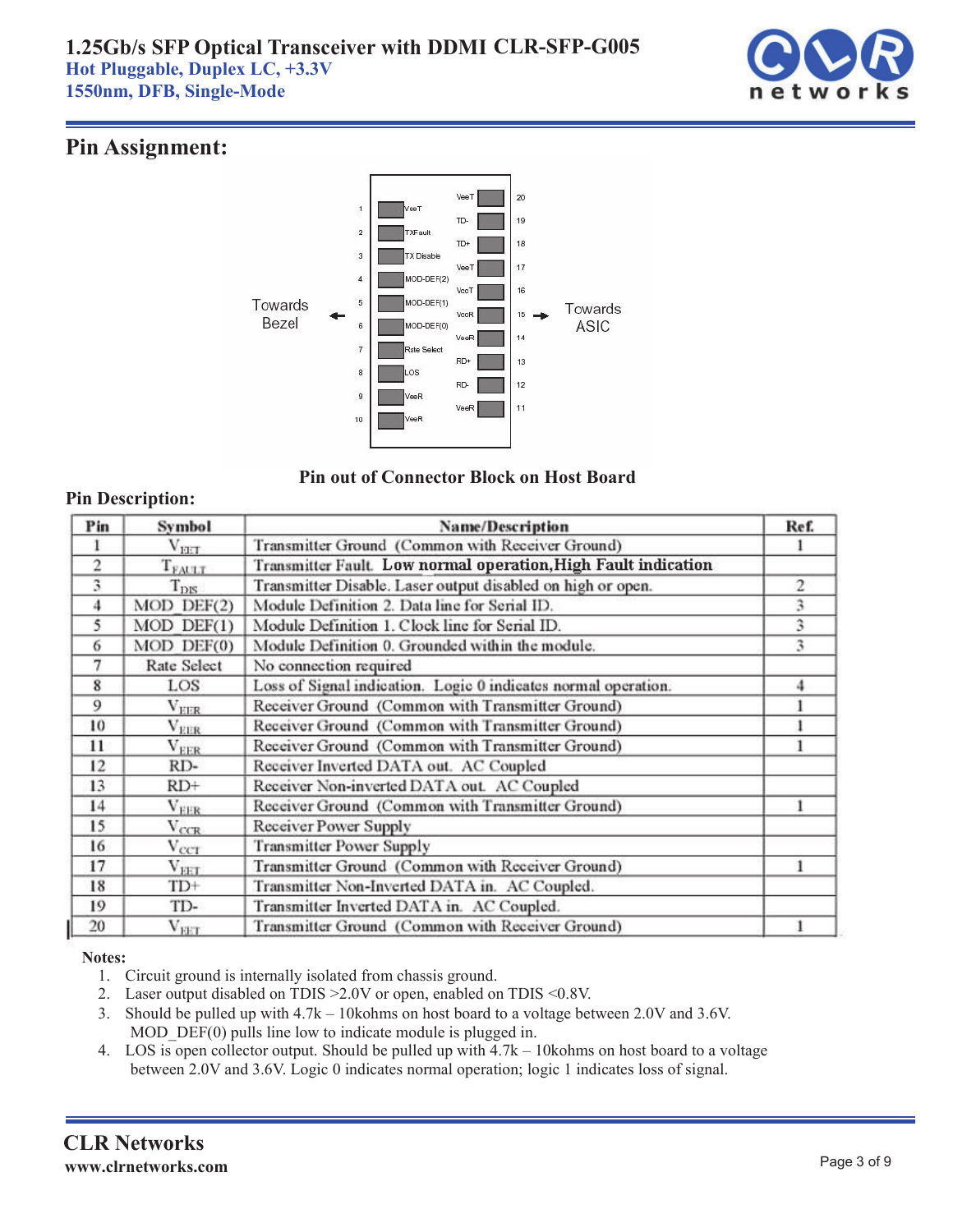## Pin Assignment:

1 VeeT
2 TXFault
3 TX Disable
4 MOD-DEF(2)
5 MOD-DEF(1)
6 MOD-DEF(0)
7 Rate Select
8 LOS
9 VeeR
10 VeeR

20 VeeT
19 TD-
18 TD+
17 VeeT
16 VccT
15 VccR
14 VeeR
13 RD+
12 RD-
11 VeeR

Towards Bezel

Towards ASIC

**Pin out of Connector Block on Host Board**

### Pin Description:

| Pin | Symbol | Name/Description | Ref. |
|---|---|---|---|
| 1 | $V_{EET}$ | Transmitter Ground (Common with Receiver Ground) | 1 |
| 2 | $T_{FAULT}$ | Transmitter Fault. Low normal operation,High Fault indication | |
| 3 | $T_{DIS}$ | Transmitter Disable. Laser output disabled on high or open. | 2 |
| 4 | MOD_DEF(2) | Module Definition 2. Data line for Serial ID. | 3 |
| 5 | MOD_DEF(1) | Module Definition 1. Clock line for Serial ID. | 3 |
| 6 | MOD_DEF(0) | Module Definition 0. Grounded within the module. | 3 |
| 7 | Rate Select | No connection required | |
| 8 | LOS | Loss of Signal indication. Logic 0 indicates normal operation. | 4 |
| 9 | $V_{EER}$ | Receiver Ground (Common with Transmitter Ground) | 1 |
| 10 | $V_{EER}$ | Receiver Ground (Common with Transmitter Ground) | 1 |
| 11 | $V_{EER}$ | Receiver Ground (Common with Transmitter Ground) | 1 |
| 12 | RD- | Receiver Inverted DATA out. AC Coupled | |
| 13 | RD+ | Receiver Non-inverted DATA out. AC Coupled | |
| 14 | $V_{EER}$ | Receiver Ground (Common with Transmitter Ground) | 1 |
| 15 | $V_{CCR}$ | Receiver Power Supply | |
| 16 | $V_{CCT}$ | Transmitter Power Supply | |
| 17 | $V_{EET}$ | Transmitter Ground (Common with Receiver Ground) | 1 |
| 18 | TD+ | Transmitter Non-Inverted DATA in. AC Coupled. | |
| 19 | TD- | Transmitter Inverted DATA in. AC Coupled. | |
| 20 | $V_{EET}$ | Transmitter Ground (Common with Receiver Ground) | 1 |

**Notes:**

1. Circuit ground is internally isolated from chassis ground.
2. Laser output disabled on TDIS >2.0V or open, enabled on TDIS <0.8V.
3. Should be pulled up with 4.7k – 10kohms on host board to a voltage between 2.0V and 3.6V. MOD_DEF(0) pulls line low to indicate module is plugged in.
4. LOS is open collector output. Should be pulled up with 4.7k – 10kohms on host board to a voltage between 2.0V and 3.6V. Logic 0 indicates normal operation; logic 1 indicates loss of signal.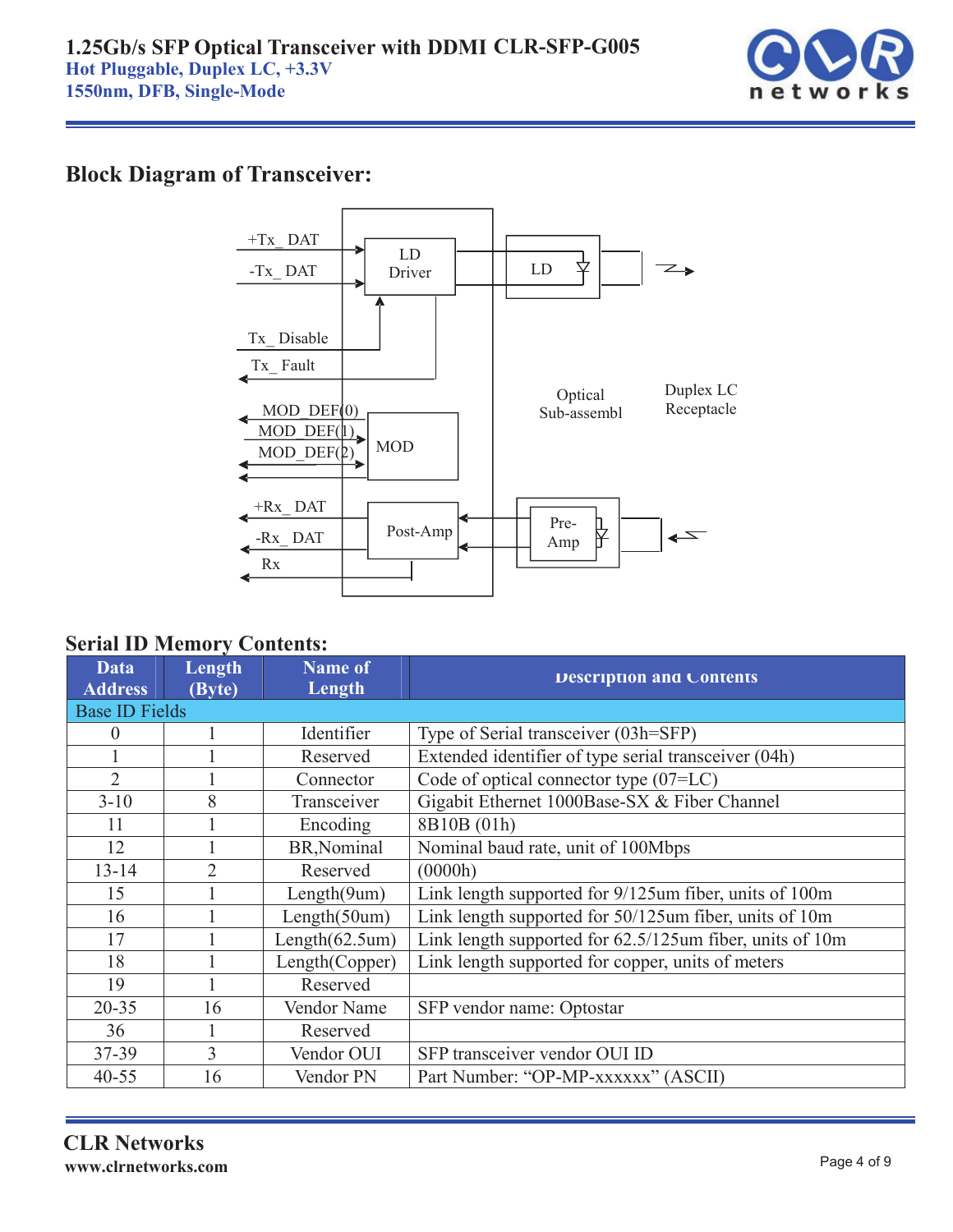## Block Diagram of Transceiver:

+Tx_ DAT
-Tx_ DAT
Tx_ Disable
Tx_ Fault
MOD_DEF(0)
MOD_DEF(1)
MOD_DEF(2)
+Rx_ DAT
-Rx_ DAT
Rx
LD Driver
LD
MOD
Post-Amp
Pre-Amp
Optical Sub-assembl
Duplex LC Receptacle

## Serial ID Memory Contents:

| Data Address | Length (Byte) | Name of Length | Description and Contents |
|---|---|---|---|
| Base ID Fields | | | |
| 0 | 1 | Identifier | Type of Serial transceiver (03h=SFP) |
| 1 | 1 | Reserved | Extended identifier of type serial transceiver (04h) |
| 2 | 1 | Connector | Code of optical connector type (07=LC) |
| 3-10 | 8 | Transceiver | Gigabit Ethernet 1000Base-SX & Fiber Channel |
| 11 | 1 | Encoding | 8B10B (01h) |
| 12 | 1 | BR,Nominal | Nominal baud rate, unit of 100Mbps |
| 13-14 | 2 | Reserved | (0000h) |
| 15 | 1 | Length(9um) | Link length supported for 9/125um fiber, units of 100m |
| 16 | 1 | Length(50um) | Link length supported for 50/125um fiber, units of 10m |
| 17 | 1 | Length(62.5um) | Link length supported for 62.5/125um fiber, units of 10m |
| 18 | 1 | Length(Copper) | Link length supported for copper, units of meters |
| 19 | 1 | Reserved | |
| 20-35 | 16 | Vendor Name | SFP vendor name: Optostar |
| 36 | 1 | Reserved | |
| 37-39 | 3 | Vendor OUI | SFP transceiver vendor OUI ID |
| 40-55 | 16 | Vendor PN | Part Number: "OP-MP-xxxxxx" (ASCII) |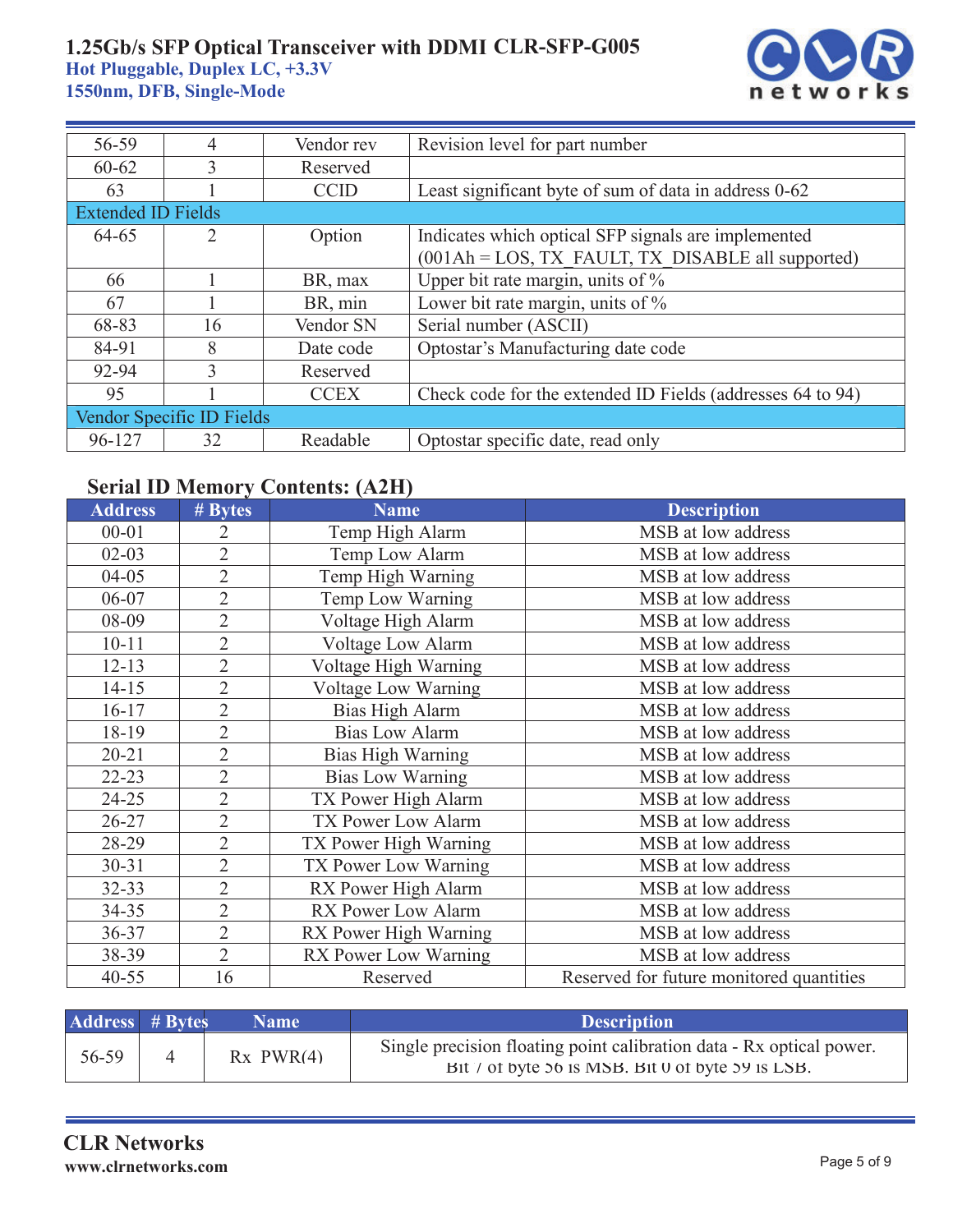| | | | |
|---|---|---|---|
| 56-59 | 4 | Vendor rev | Revision level for part number |
| 60-62 | 3 | Reserved | |
| 63 | 1 | CCID | Least significant byte of sum of data in address 0-62 |
| Extended ID Fields | | | |
| 64-65 | 2 | Option | Indicates which optical SFP signals are implemented (001Ah = LOS, TX_FAULT, TX_DISABLE all supported) |
| 66 | 1 | BR, max | Upper bit rate margin, units of % |
| 67 | 1 | BR, min | Lower bit rate margin, units of % |
| 68-83 | 16 | Vendor SN | Serial number (ASCII) |
| 84-91 | 8 | Date code | Optostar's Manufacturing date code |
| 92-94 | 3 | Reserved | |
| 95 | 1 | CCEX | Check code for the extended ID Fields (addresses 64 to 94) |
| Vendor Specific ID Fields | | | |
| 96-127 | 32 | Readable | Optostar specific date, read only |

## Serial ID Memory Contents: (A2H)

| Address | # Bytes | Name | Description |
|---|---|---|---|
| 00-01 | 2 | Temp High Alarm | MSB at low address |
| 02-03 | 2 | Temp Low Alarm | MSB at low address |
| 04-05 | 2 | Temp High Warning | MSB at low address |
| 06-07 | 2 | Temp Low Warning | MSB at low address |
| 08-09 | 2 | Voltage High Alarm | MSB at low address |
| 10-11 | 2 | Voltage Low Alarm | MSB at low address |
| 12-13 | 2 | Voltage High Warning | MSB at low address |
| 14-15 | 2 | Voltage Low Warning | MSB at low address |
| 16-17 | 2 | Bias High Alarm | MSB at low address |
| 18-19 | 2 | Bias Low Alarm | MSB at low address |
| 20-21 | 2 | Bias High Warning | MSB at low address |
| 22-23 | 2 | Bias Low Warning | MSB at low address |
| 24-25 | 2 | TX Power High Alarm | MSB at low address |
| 26-27 | 2 | TX Power Low Alarm | MSB at low address |
| 28-29 | 2 | TX Power High Warning | MSB at low address |
| 30-31 | 2 | TX Power Low Warning | MSB at low address |
| 32-33 | 2 | RX Power High Alarm | MSB at low address |
| 34-35 | 2 | RX Power Low Alarm | MSB at low address |
| 36-37 | 2 | RX Power High Warning | MSB at low address |
| 38-39 | 2 | RX Power Low Warning | MSB at low address |
| 40-55 | 16 | Reserved | Reserved for future monitored quantities |

| Address | # Bytes | Name | Description |
|---|---|---|---|
| 56-59 | 4 | Rx PWR(4) | Single precision floating point calibration data - Rx optical power. Bit 7 of byte 56 is MSB. Bit 0 of byte 59 is LSB. |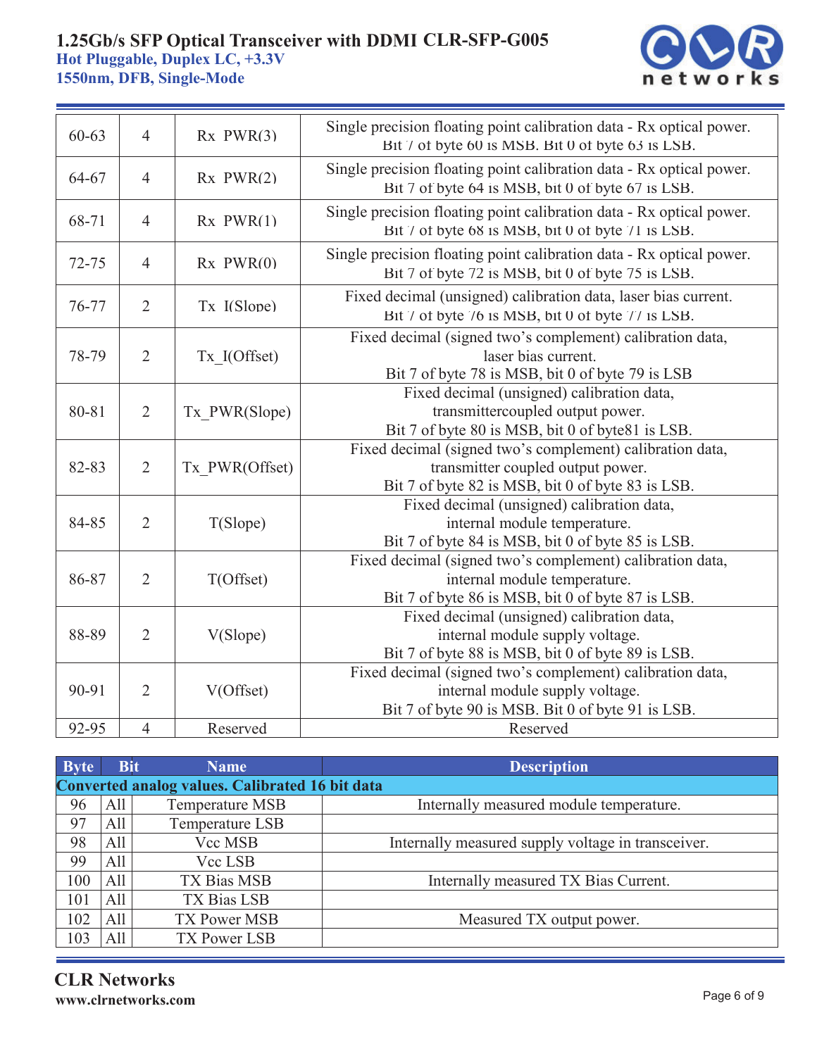| | | | |
|---|---|---|---|
| 60-63 | 4 | Rx_PWR(3) | Single precision floating point calibration data - Rx optical power. Bit 7 of byte 60 is MSB. Bit 0 of byte 63 is LSB. |
| 64-67 | 4 | Rx_PWR(2) | Single precision floating point calibration data - Rx optical power. Bit 7 of byte 64 is MSB, bit 0 of byte 67 is LSB. |
| 68-71 | 4 | Rx_PWR(1) | Single precision floating point calibration data - Rx optical power. Bit 7 of byte 68 is MSB, bit 0 of byte 71 is LSB. |
| 72-75 | 4 | Rx_PWR(0) | Single precision floating point calibration data - Rx optical power. Bit 7 of byte 72 is MSB, bit 0 of byte 75 is LSB. |
| 76-77 | 2 | Tx_I(Slope) | Fixed decimal (unsigned) calibration data, laser bias current. Bit 7 of byte 76 is MSB, bit 0 of byte 77 is LSB. |
| 78-79 | 2 | Tx_I(Offset) | Fixed decimal (signed two's complement) calibration data, laser bias current. Bit 7 of byte 78 is MSB, bit 0 of byte 79 is LSB |
| 80-81 | 2 | Tx_PWR(Slope) | Fixed decimal (unsigned) calibration data, transmittercoupled output power. Bit 7 of byte 80 is MSB, bit 0 of byte81 is LSB. |
| 82-83 | 2 | Tx_PWR(Offset) | Fixed decimal (signed two's complement) calibration data, transmitter coupled output power. Bit 7 of byte 82 is MSB, bit 0 of byte 83 is LSB. |
| 84-85 | 2 | T(Slope) | Fixed decimal (unsigned) calibration data, internal module temperature. Bit 7 of byte 84 is MSB, bit 0 of byte 85 is LSB. |
| 86-87 | 2 | T(Offset) | Fixed decimal (signed two's complement) calibration data, internal module temperature. Bit 7 of byte 86 is MSB, bit 0 of byte 87 is LSB. |
| 88-89 | 2 | V(Slope) | Fixed decimal (unsigned) calibration data, internal module supply voltage. Bit 7 of byte 88 is MSB, bit 0 of byte 89 is LSB. |
| 90-91 | 2 | V(Offset) | Fixed decimal (signed two's complement) calibration data, internal module supply voltage. Bit 7 of byte 90 is MSB. Bit 0 of byte 91 is LSB. |
| 92-95 | 4 | Reserved | Reserved |

| Byte | Bit | Name | Description |
|---|---|---|---|
| **Converted analog values. Calibrated 16 bit data** | | | |
| 96 | All | Temperature MSB | Internally measured module temperature. |
| 97 | All | Temperature LSB | |
| 98 | All | Vcc MSB | Internally measured supply voltage in transceiver. |
| 99 | All | Vcc LSB | |
| 100 | All | TX Bias MSB | Internally measured TX Bias Current. |
| 101 | All | TX Bias LSB | |
| 102 | All | TX Power MSB | Measured TX output power. |
| 103 | All | TX Power LSB | |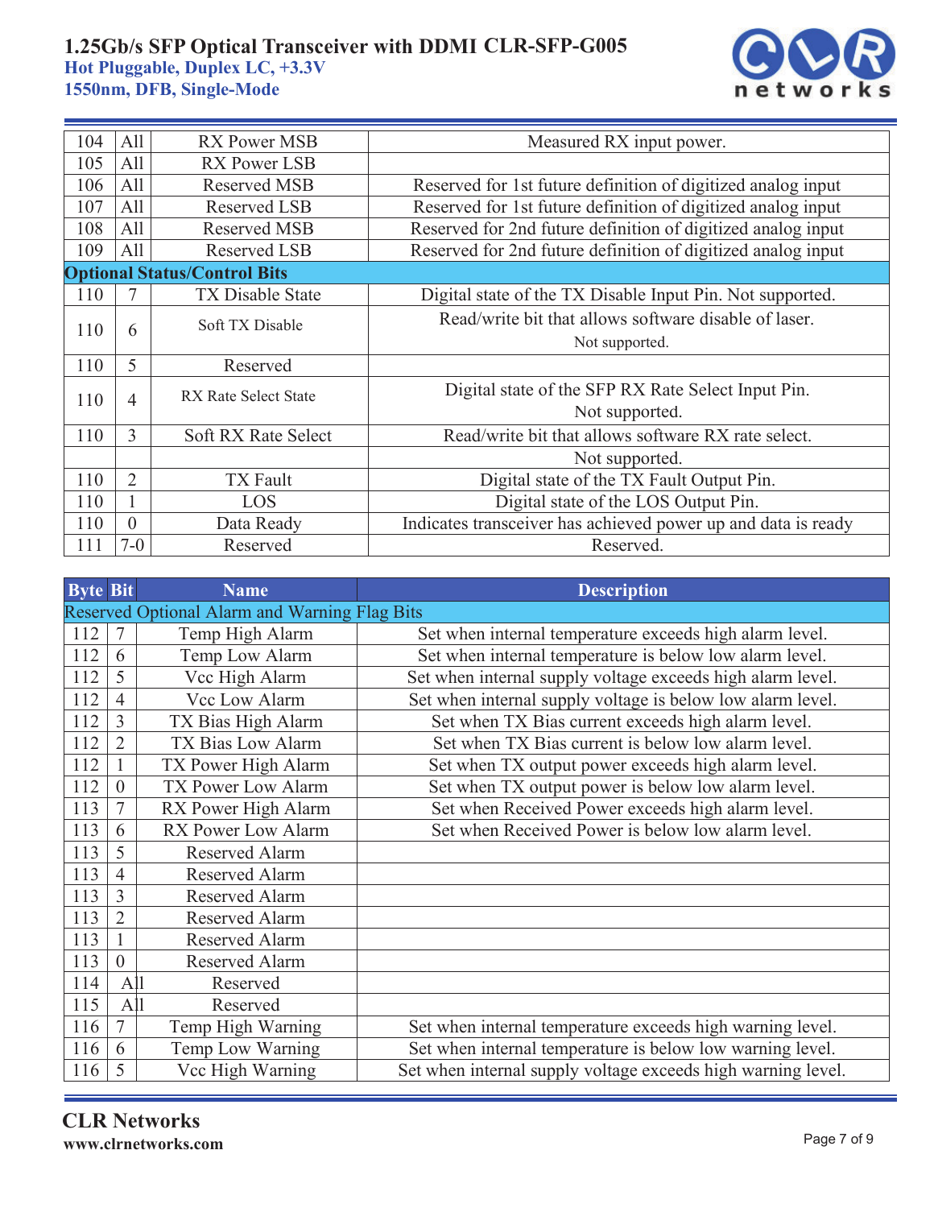| | | | |
|---|---|---|---|
| 104 | All | RX Power MSB | Measured RX input power. |
| 105 | All | RX Power LSB | |
| 106 | All | Reserved MSB | Reserved for 1st future definition of digitized analog input |
| 107 | All | Reserved LSB | Reserved for 1st future definition of digitized analog input |
| 108 | All | Reserved MSB | Reserved for 2nd future definition of digitized analog input |
| 109 | All | Reserved LSB | Reserved for 2nd future definition of digitized analog input |
| **Optional Status/Control Bits** | | | |
| 110 | 7 | TX Disable State | Digital state of the TX Disable Input Pin. Not supported. |
| 110 | 6 | Soft TX Disable | Read/write bit that allows software disable of laser. Not supported. |
| 110 | 5 | Reserved | |
| 110 | 4 | RX Rate Select State | Digital state of the SFP RX Rate Select Input Pin. Not supported. |
| 110 | 3 | Soft RX Rate Select | Read/write bit that allows software RX rate select. |
| | | | Not supported. |
| 110 | 2 | TX Fault | Digital state of the TX Fault Output Pin. |
| 110 | 1 | LOS | Digital state of the LOS Output Pin. |
| 110 | 0 | Data Ready | Indicates transceiver has achieved power up and data is ready |
| 111 | 7-0 | Reserved | Reserved. |

| Byte | Bit | Name | Description |
|---|---|---|---|
| Reserved Optional Alarm and Warning Flag Bits | | | |
| 112 | 7 | Temp High Alarm | Set when internal temperature exceeds high alarm level. |
| 112 | 6 | Temp Low Alarm | Set when internal temperature is below low alarm level. |
| 112 | 5 | Vcc High Alarm | Set when internal supply voltage exceeds high alarm level. |
| 112 | 4 | Vcc Low Alarm | Set when internal supply voltage is below low alarm level. |
| 112 | 3 | TX Bias High Alarm | Set when TX Bias current exceeds high alarm level. |
| 112 | 2 | TX Bias Low Alarm | Set when TX Bias current is below low alarm level. |
| 112 | 1 | TX Power High Alarm | Set when TX output power exceeds high alarm level. |
| 112 | 0 | TX Power Low Alarm | Set when TX output power is below low alarm level. |
| 113 | 7 | RX Power High Alarm | Set when Received Power exceeds high alarm level. |
| 113 | 6 | RX Power Low Alarm | Set when Received Power is below low alarm level. |
| 113 | 5 | Reserved Alarm | |
| 113 | 4 | Reserved Alarm | |
| 113 | 3 | Reserved Alarm | |
| 113 | 2 | Reserved Alarm | |
| 113 | 1 | Reserved Alarm | |
| 113 | 0 | Reserved Alarm | |
| 114 | All | Reserved | |
| 115 | All | Reserved | |
| 116 | 7 | Temp High Warning | Set when internal temperature exceeds high warning level. |
| 116 | 6 | Temp Low Warning | Set when internal temperature is below low warning level. |
| 116 | 5 | Vcc High Warning | Set when internal supply voltage exceeds high warning level. |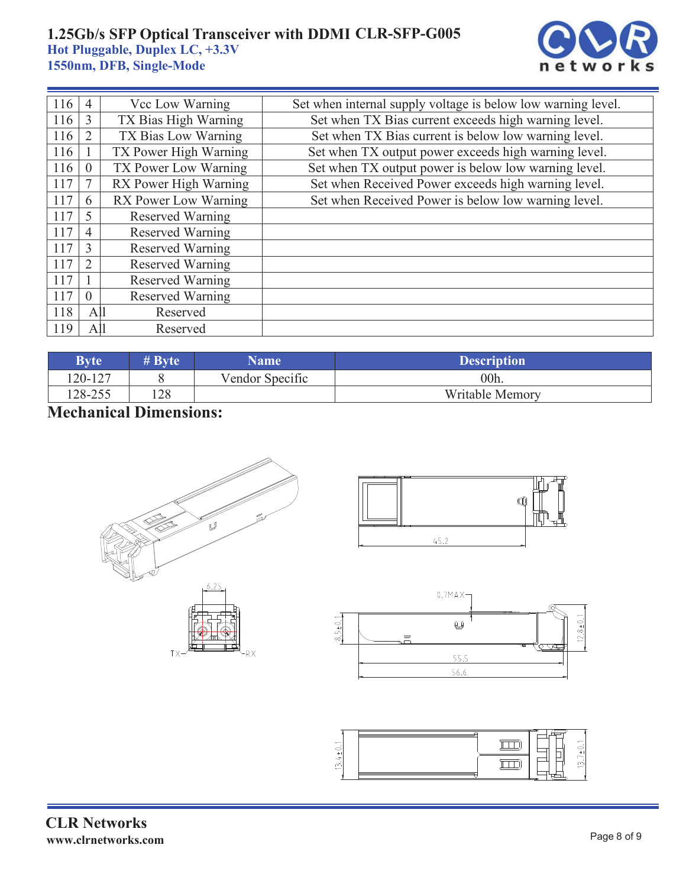| | | | |
|---|---|---|---|
| 116 | 4 | Vcc Low Warning | Set when internal supply voltage is below low warning level. |
| 116 | 3 | TX Bias High Warning | Set when TX Bias current exceeds high warning level. |
| 116 | 2 | TX Bias Low Warning | Set when TX Bias current is below low warning level. |
| 116 | 1 | TX Power High Warning | Set when TX output power exceeds high warning level. |
| 116 | 0 | TX Power Low Warning | Set when TX output power is below low warning level. |
| 117 | 7 | RX Power High Warning | Set when Received Power exceeds high warning level. |
| 117 | 6 | RX Power Low Warning | Set when Received Power is below low warning level. |
| 117 | 5 | Reserved Warning | |
| 117 | 4 | Reserved Warning | |
| 117 | 3 | Reserved Warning | |
| 117 | 2 | Reserved Warning | |
| 117 | 1 | Reserved Warning | |
| 117 | 0 | Reserved Warning | |
| 118 | All | Reserved | |
| 119 | All | Reserved | |

| Byte | # Byte | Name | Description |
|---|---|---|---|
| 120-127 | 8 | Vendor Specific | 00h. |
| 128-255 | 128 | | Writable Memory |

## Mechanical Dimensions:

45.2

6.25

TX RX

0.7MAX

8.5±0.1

12.8±0.1

55.5

56.6

13.4±0.1

13.7±0.1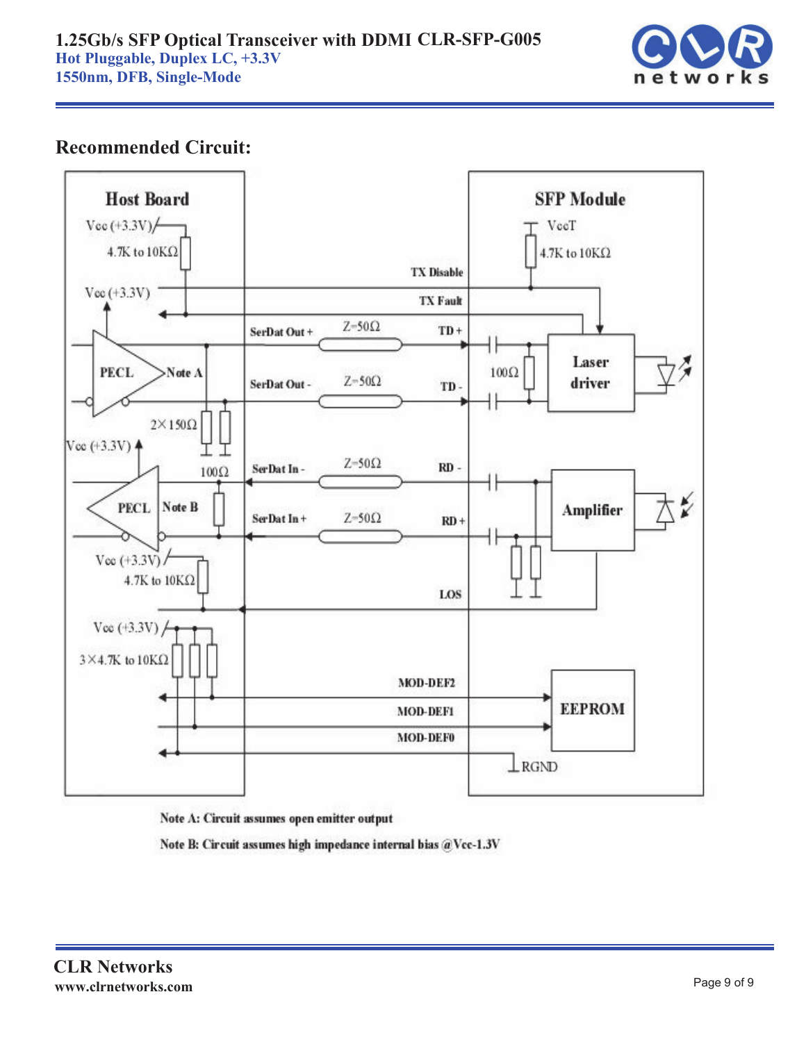## Recommended Circuit:

Host Board

Vcc (+3.3V)

4.7K to 10KΩ

Vcc (+3.3V)

PECL

Note A

2×150Ω

Vcc (+3.3V)

100Ω

PECL

Note B

Vcc (+3.3V)

4.7K to 10KΩ

Vcc (+3.3V)

3×4.7K to 10KΩ

TX Disable

TX Fault

SerDat Out +

Z=50Ω

TD +

SerDat Out -

Z=50Ω

TD -

SerDat In -

Z=50Ω

RD -

SerDat In +

Z=50Ω

RD +

LOS

MOD-DEF2

MOD-DEF1

MOD-DEF0

SFP Module

VccT

4.7K to 10KΩ

100Ω

Laser driver

Amplifier

EEPROM

RGND

Note A: Circuit assumes open emitter output

Note B: Circuit assumes high impedance internal bias @Vcc-1.3V